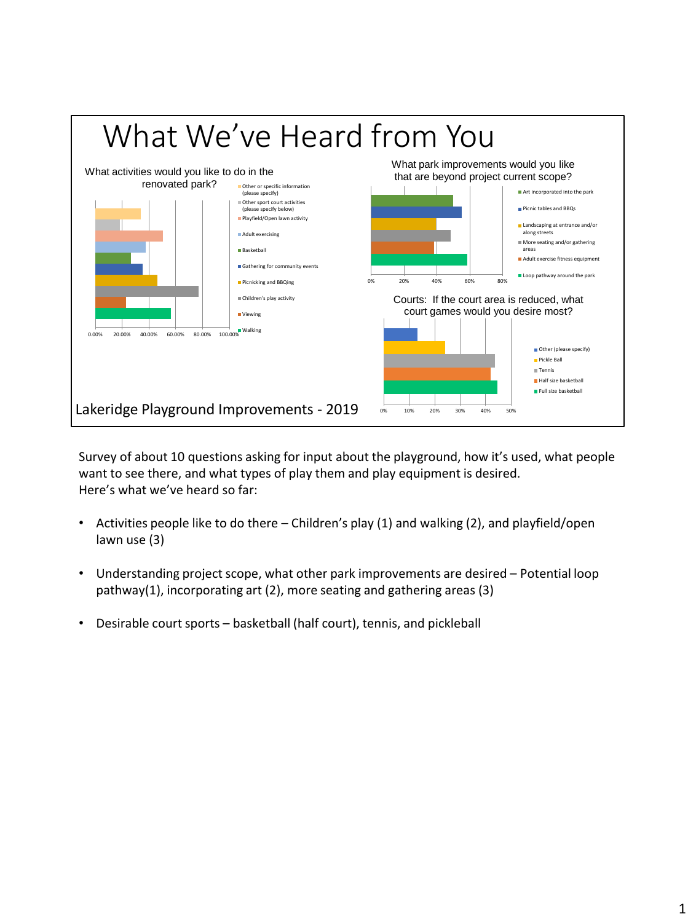# What We've Heard from You

**What activities would you like to do in the renovated park?**

- Other or specific information (please specify)
- Other sport court activities (please specify below)
- Playfield/Open lawn activity
- Adult exercising
- Basketball
- Gathering for community events
- Picnicking and BBQing
- Children's play activity
- Viewing
- Walking

0.00% 20.00% 40.00% 60.00% 80.00% 100.00%

**What park improvements would you like that are beyond project current scope?**

- Art incorporated into the park
- Picnic tables and BBQs
- Landscaping at entrance and/or along streets
- More seating and/or gathering areas
- Adult exercise fitness equipment
- Loop pathway around the park

0% 20% 40% 60% 80%

**Courts: If the court area is reduced, what court games would you desire most?**

- Other (please specify)
- Pickle Ball
- Tennis
- Half size basketball
- Full size basketball

0% 10% 20% 30% 40% 50%

Lakeridge Playground Improvements - 2019

Survey of about 10 questions asking for input about the playground, how it's used, what people want to see there, and what types of play them and play equipment is desired.
Here's what we've heard so far:

- Activities people like to do there – Children's play (1) and walking (2), and playfield/open lawn use (3)
- Understanding project scope, what other park improvements are desired – Potential loop pathway(1), incorporating art (2), more seating and gathering areas (3)
- Desirable court sports – basketball (half court), tennis, and pickleball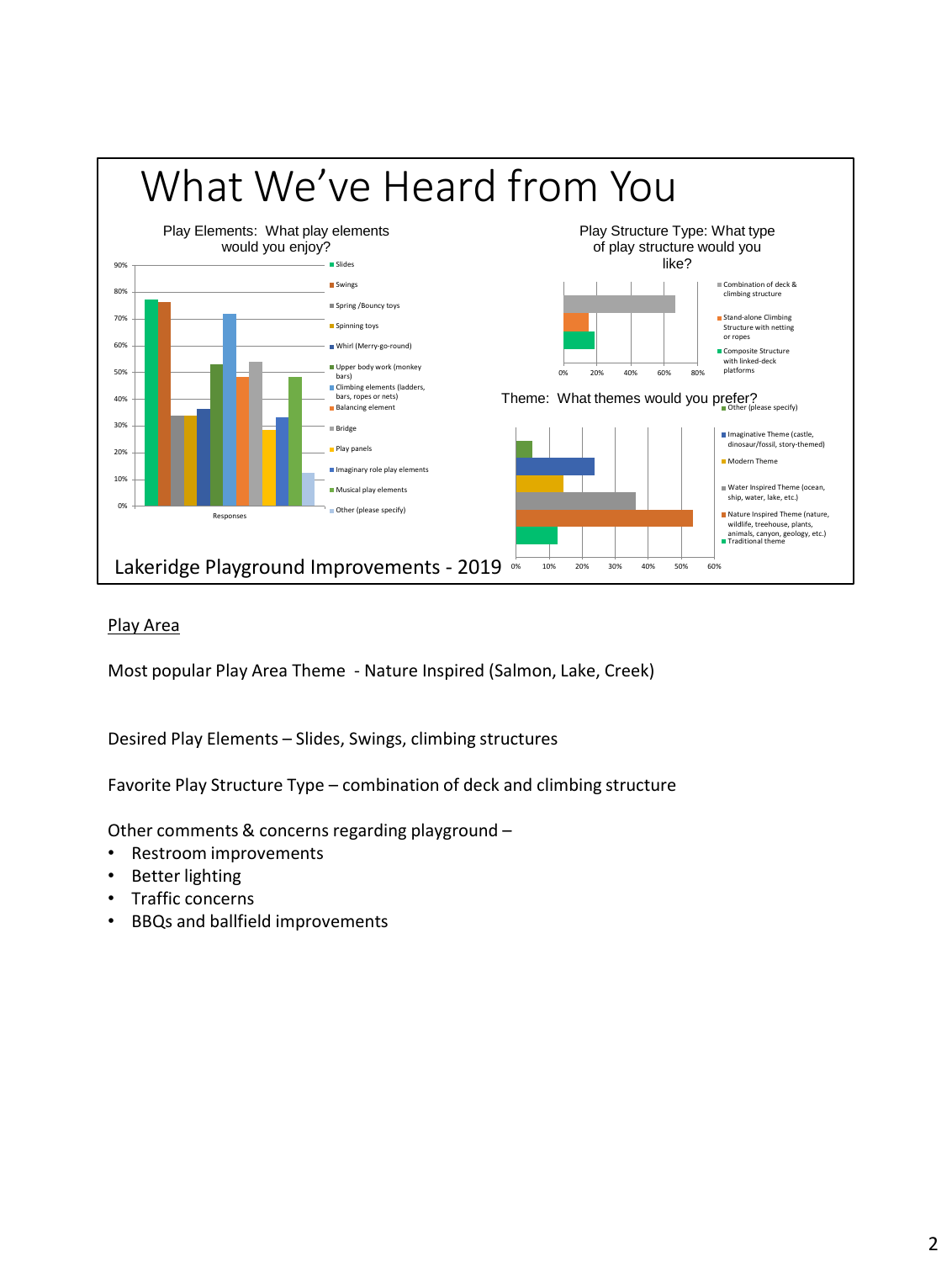# What We've Heard from You

Play Elements: What play elements would you enjoy?

90%
80%
70%
60%
50%
40%
30%
20%
10%
0%

Responses

Slides
Swings
Spring /Bouncy toys
Spinning toys
Whirl (Merry-go-round)
Upper body work (monkey bars)
Climbing elements (ladders, bars, ropes or nets)
Balancing element
Bridge
Play panels
Imaginary role play elements
Musical play elements
Other (please specify)

Play Structure Type: What type of play structure would you like?

0% 20% 40% 60% 80%

Combination of deck & climbing structure
Stand-alone Climbing Structure with netting or ropes
Composite Structure with linked-deck platforms

Theme: What themes would you prefer?

0% 10% 20% 30% 40% 50% 60%

Other (please specify)
Imaginative Theme (castle, dinosaur/fossil, story-themed)
Modern Theme
Water Inspired Theme (ocean, ship, water, lake, etc.)
Nature Inspired Theme (nature, wildlife, treehouse, plants, animals, canyon, geology, etc.)
Traditional theme

Lakeridge Playground Improvements - 2019

Play Area

Most popular Play Area Theme - Nature Inspired (Salmon, Lake, Creek)

Desired Play Elements – Slides, Swings, climbing structures

Favorite Play Structure Type – combination of deck and climbing structure

Other comments & concerns regarding playground –

- Restroom improvements
- Better lighting
- Traffic concerns
- BBQs and ballfield improvements